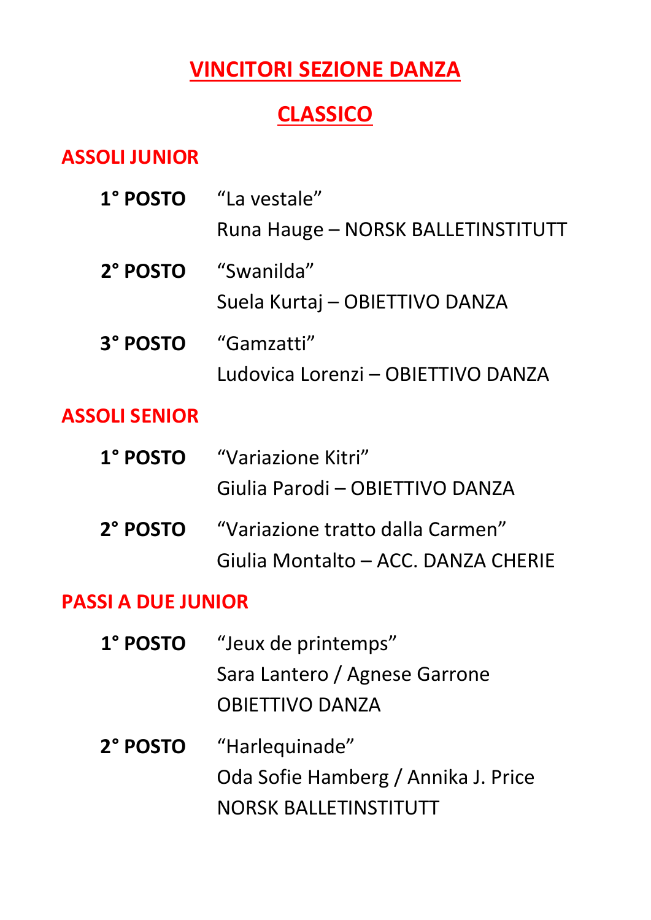# VINCITORI SEZIONE DANZA

## CLASSICO

### ASSOLI JUNIOR

**1° POSTO** “La vestale”
Runa Hauge – NORSK BALLETINSTITUTT

**2° POSTO** “Swanilda”
Suela Kurtaj – OBIETTIVO DANZA

**3° POSTO** “Gamzatti”
Ludovica Lorenzi – OBIETTIVO DANZA

### ASSOLI SENIOR

**1° POSTO** “Variazione Kitri”
Giulia Parodi – OBIETTIVO DANZA

**2° POSTO** “Variazione tratto dalla Carmen”
Giulia Montalto – ACC. DANZA CHERIE

### PASSI A DUE JUNIOR

**1° POSTO** “Jeux de printemps”
Sara Lantero / Agnese Garrone
OBIETTIVO DANZA

**2° POSTO** “Harlequinade”
Oda Sofie Hamberg / Annika J. Price
NORSK BALLETINSTITUTT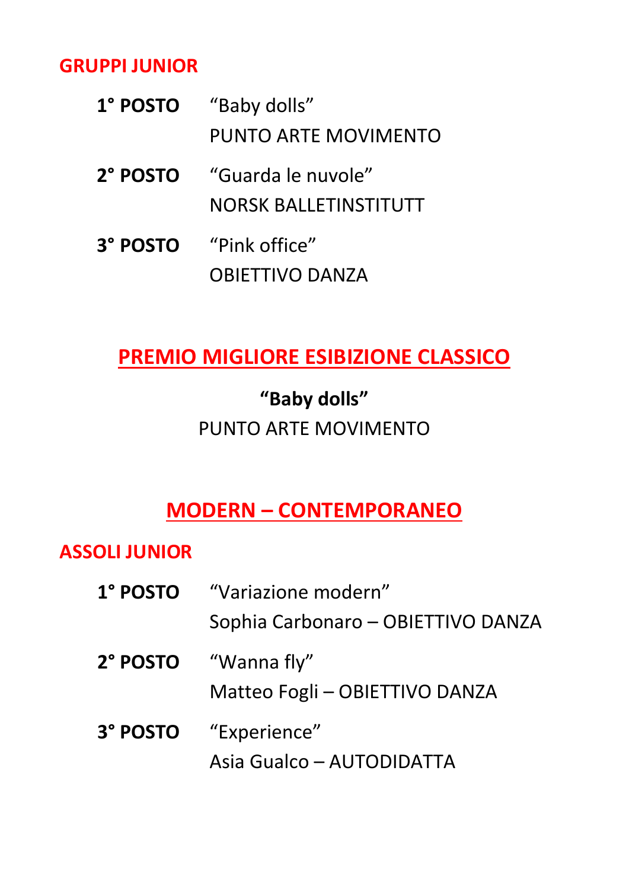### GRUPPI JUNIOR

**1° POSTO** “Baby dolls”
PUNTO ARTE MOVIMENTO

**2° POSTO** “Guarda le nuvole”
NORSK BALLETINSTITUTT

**3° POSTO** “Pink office”
OBIETTIVO DANZA

## PREMIO MIGLIORE ESIBIZIONE CLASSICO

**“Baby dolls”**
PUNTO ARTE MOVIMENTO

## MODERN – CONTEMPORANEO

### ASSOLI JUNIOR

**1° POSTO** “Variazione modern”
Sophia Carbonaro – OBIETTIVO DANZA

**2° POSTO** “Wanna fly”
Matteo Fogli – OBIETTIVO DANZA

**3° POSTO** “Experience”
Asia Gualco – AUTODIDATTA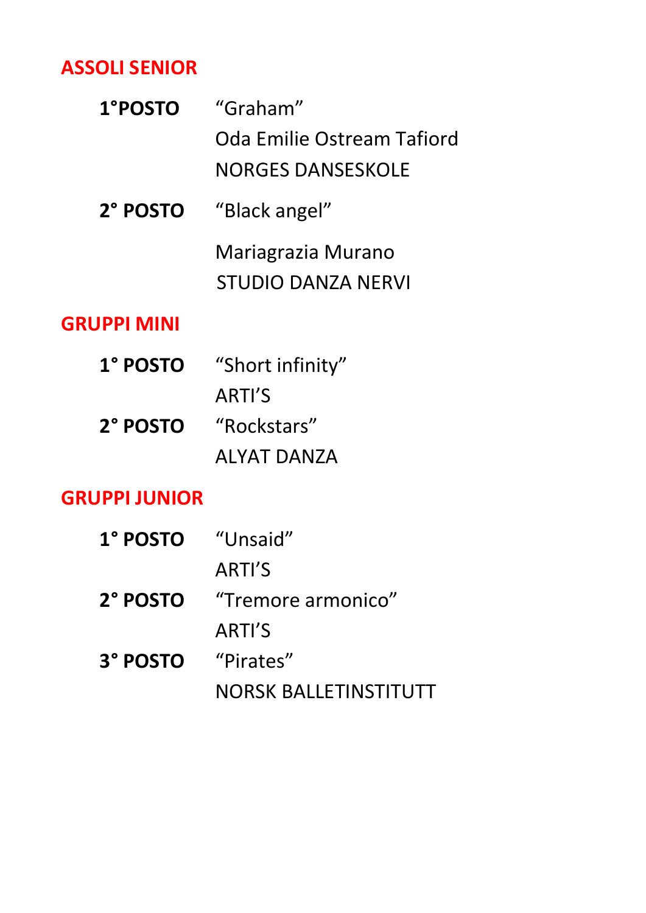## ASSOLI SENIOR

**1°POSTO** “Graham”
Oda Emilie Ostream Tafiord
NORGES DANSESKOLE

**2° POSTO** “Black angel”

Mariagrazia Murano
STUDIO DANZA NERVI

## GRUPPI MINI

**1° POSTO** “Short infinity”
ARTI’S

**2° POSTO** “Rockstars”
ALYAT DANZA

## GRUPPI JUNIOR

**1° POSTO** “Unsaid”
ARTI’S

**2° POSTO** “Tremore armonico”
ARTI’S

**3° POSTO** “Pirates”
NORSK BALLETINSTITUTT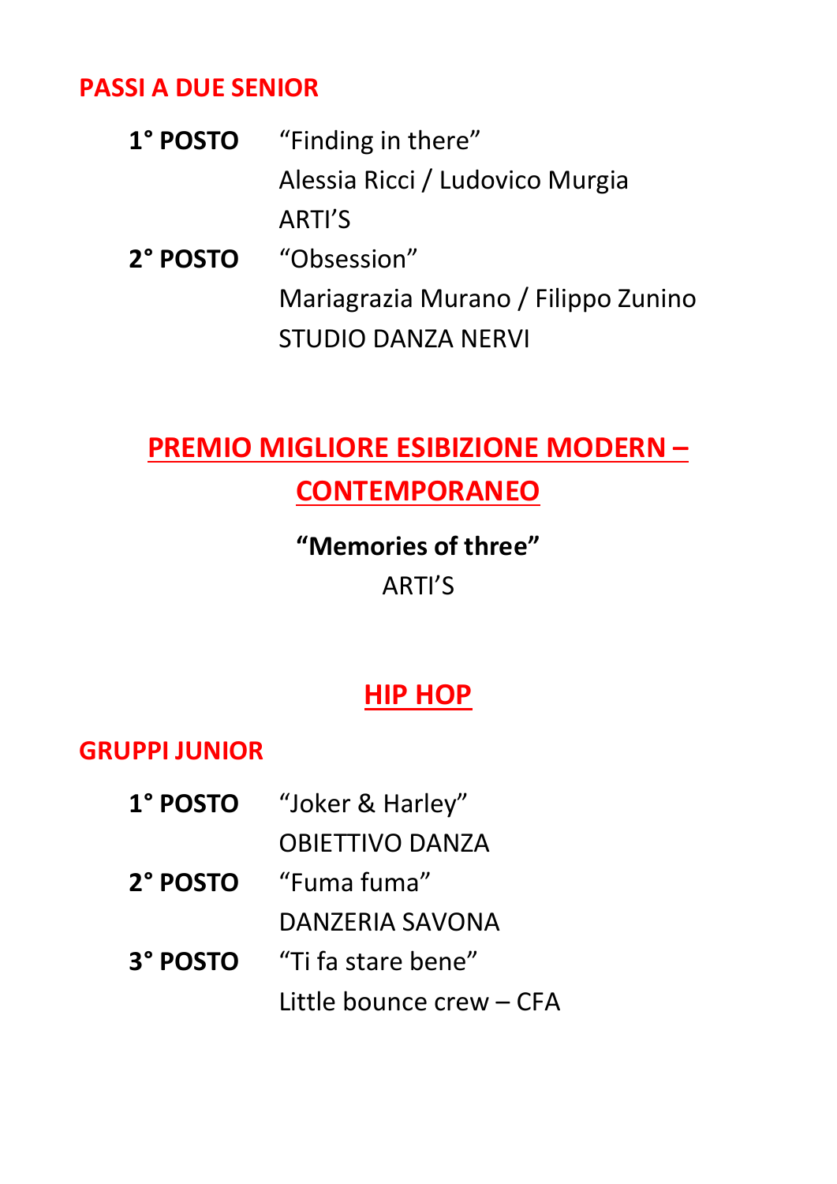**PASSI A DUE SENIOR**

**1° POSTO** "Finding in there"
Alessia Ricci / Ludovico Murgia
ARTI'S

**2° POSTO** "Obsession"
Mariagrazia Murano / Filippo Zunino
STUDIO DANZA NERVI

## PREMIO MIGLIORE ESIBIZIONE MODERN – CONTEMPORANEO

**"Memories of three"**
ARTI'S

## HIP HOP

**GRUPPI JUNIOR**

**1° POSTO** "Joker & Harley"
OBIETTIVO DANZA

**2° POSTO** "Fuma fuma"
DANZERIA SAVONA

**3° POSTO** "Ti fa stare bene"
Little bounce crew – CFA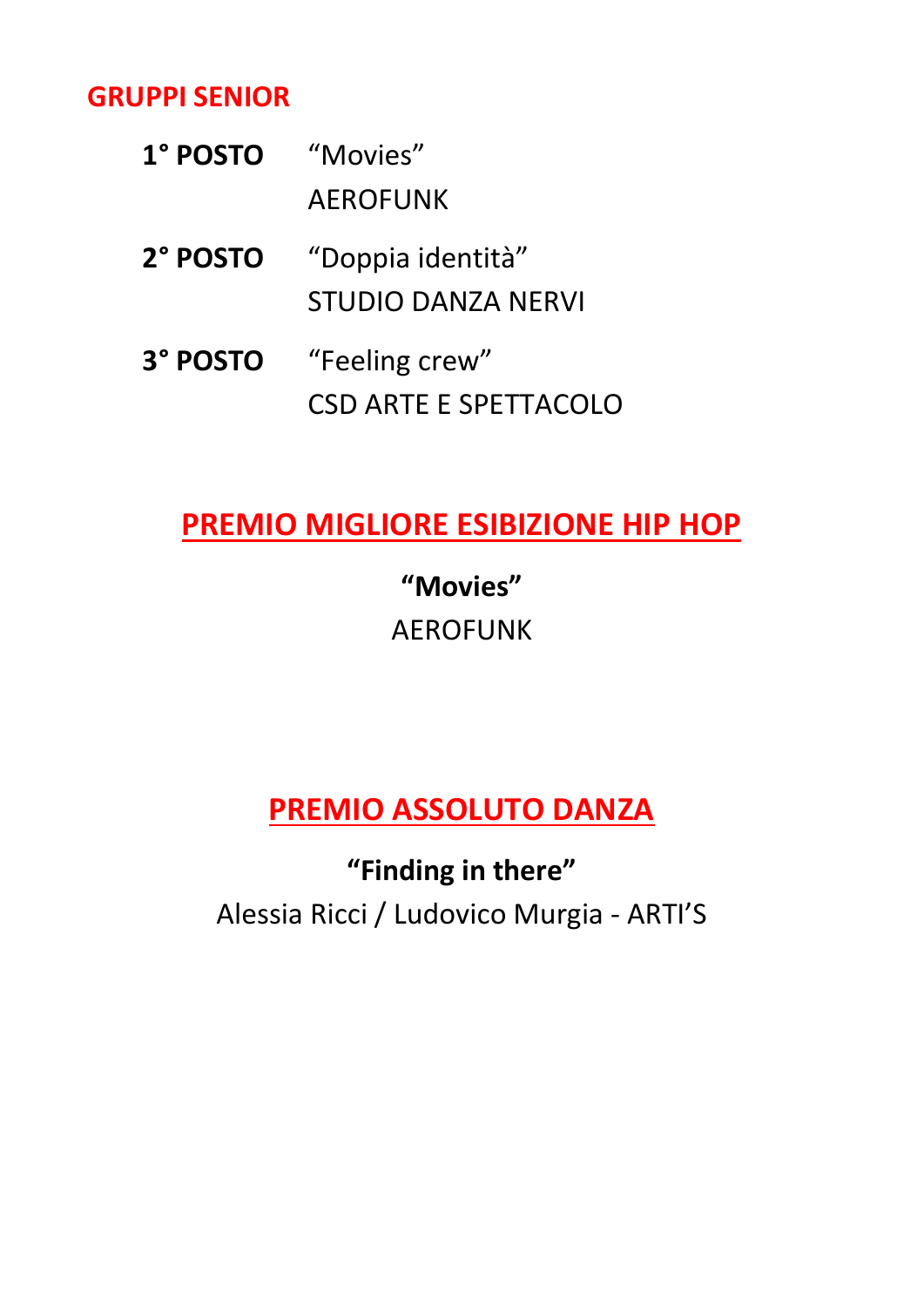## GRUPPI SENIOR

**1° POSTO** “Movies”
AEROFUNK

**2° POSTO** “Doppia identità”
STUDIO DANZA NERVI

**3° POSTO** “Feeling crew”
CSD ARTE E SPETTACOLO

## PREMIO MIGLIORE ESIBIZIONE HIP HOP

**“Movies”**
AEROFUNK

## PREMIO ASSOLUTO DANZA

**“Finding in there”**
Alessia Ricci / Ludovico Murgia - ARTI’S